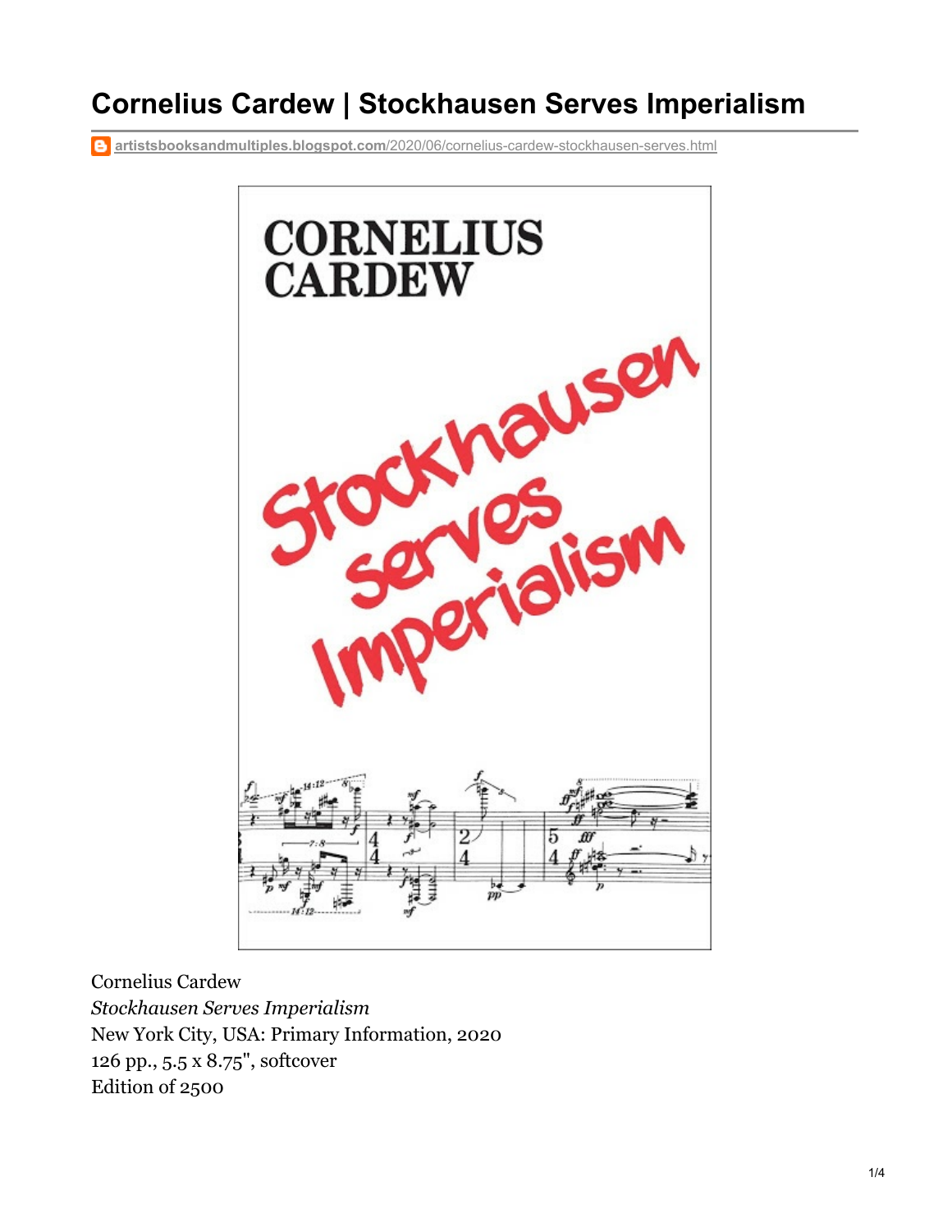# Cornelius Cardew | Stockhausen Serves Imperialism

artistsbooksandmultiples.blogspot.com/2020/06/cornelius-cardew-stockhausen-serves.html

Cornelius Cardew
*Stockhausen Serves Imperialism*
New York City, USA: Primary Information, 2020
126 pp., 5.5 x 8.75", softcover
Edition of 2500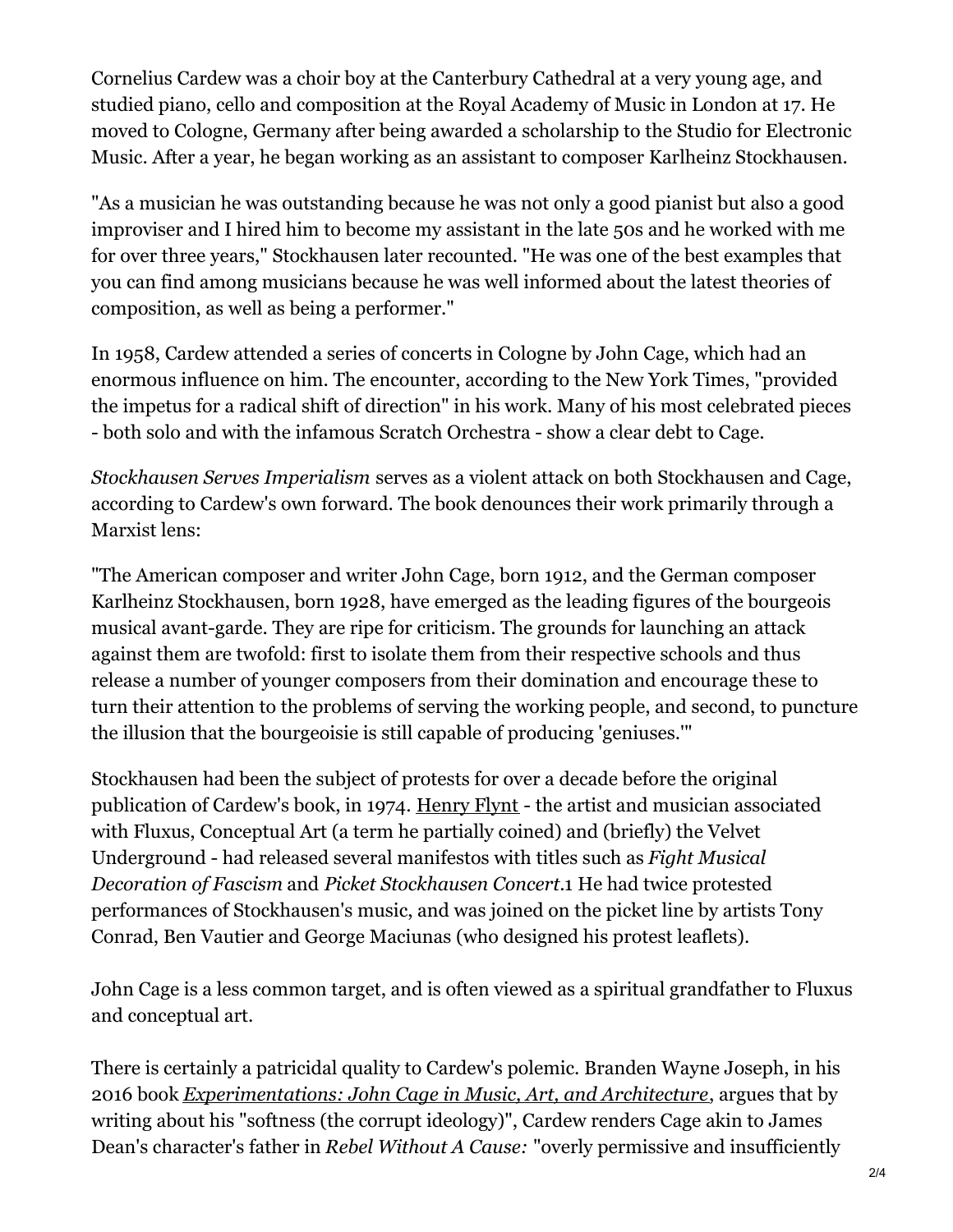Cornelius Cardew was a choir boy at the Canterbury Cathedral at a very young age, and studied piano, cello and composition at the Royal Academy of Music in London at 17. He moved to Cologne, Germany after being awarded a scholarship to the Studio for Electronic Music. After a year, he began working as an assistant to composer Karlheinz Stockhausen.

"As a musician he was outstanding because he was not only a good pianist but also a good improviser and I hired him to become my assistant in the late 50s and he worked with me for over three years," Stockhausen later recounted. "He was one of the best examples that you can find among musicians because he was well informed about the latest theories of composition, as well as being a performer."

In 1958, Cardew attended a series of concerts in Cologne by John Cage, which had an enormous influence on him. The encounter, according to the New York Times, "provided the impetus for a radical shift of direction" in his work. Many of his most celebrated pieces - both solo and with the infamous Scratch Orchestra - show a clear debt to Cage.

*Stockhausen Serves Imperialism* serves as a violent attack on both Stockhausen and Cage, according to Cardew's own forward. The book denounces their work primarily through a Marxist lens:

"The American composer and writer John Cage, born 1912, and the German composer Karlheinz Stockhausen, born 1928, have emerged as the leading figures of the bourgeois musical avant-garde. They are ripe for criticism. The grounds for launching an attack against them are twofold: first to isolate them from their respective schools and thus release a number of younger composers from their domination and encourage these to turn their attention to the problems of serving the working people, and second, to puncture the illusion that the bourgeoisie is still capable of producing 'geniuses.'"

Stockhausen had been the subject of protests for over a decade before the original publication of Cardew's book, in 1974. Henry Flynt - the artist and musician associated with Fluxus, Conceptual Art (a term he partially coined) and (briefly) the Velvet Underground - had released several manifestos with titles such as *Fight Musical Decoration of Fascism* and *Picket Stockhausen Concert*.[1] He had twice protested performances of Stockhausen's music, and was joined on the picket line by artists Tony Conrad, Ben Vautier and George Maciunas (who designed his protest leaflets).

John Cage is a less common target, and is often viewed as a spiritual grandfather to Fluxus and conceptual art.

There is certainly a patricidal quality to Cardew's polemic. Branden Wayne Joseph, in his 2016 book *Experimentations: John Cage in Music, Art, and Architecture*, argues that by writing about his "softness (the corrupt ideology)", Cardew renders Cage akin to James Dean's character's father in *Rebel Without A Cause:* "overly permissive and insufficiently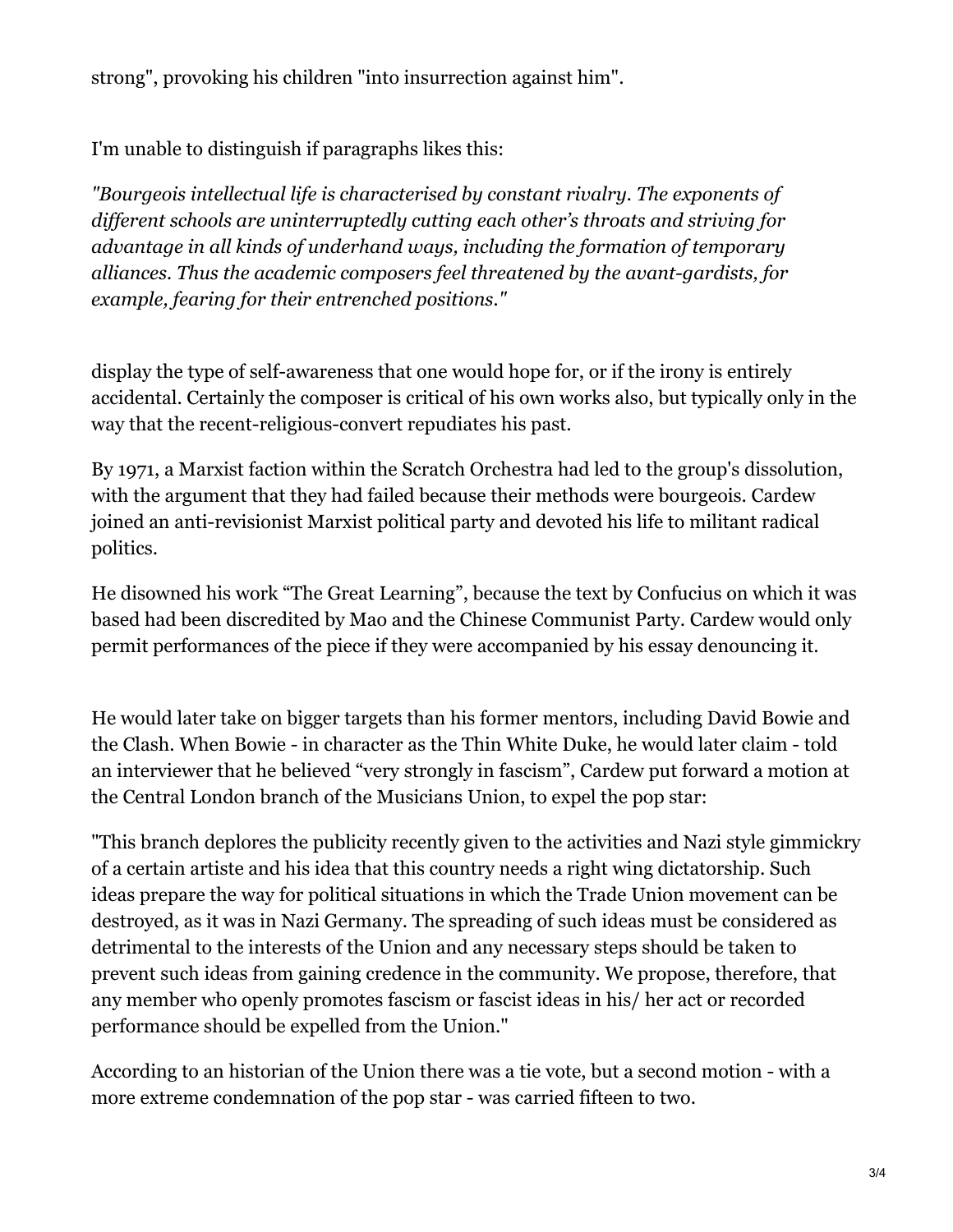strong", provoking his children "into insurrection against him".

I'm unable to distinguish if paragraphs likes this:

*"Bourgeois intellectual life is characterised by constant rivalry. The exponents of different schools are uninterruptedly cutting each other's throats and striving for advantage in all kinds of underhand ways, including the formation of temporary alliances. Thus the academic composers feel threatened by the avant-gardists, for example, fearing for their entrenched positions."*

display the type of self-awareness that one would hope for, or if the irony is entirely accidental. Certainly the composer is critical of his own works also, but typically only in the way that the recent-religious-convert repudiates his past.

By 1971, a Marxist faction within the Scratch Orchestra had led to the group's dissolution, with the argument that they had failed because their methods were bourgeois. Cardew joined an anti-revisionist Marxist political party and devoted his life to militant radical politics.

He disowned his work "The Great Learning", because the text by Confucius on which it was based had been discredited by Mao and the Chinese Communist Party. Cardew would only permit performances of the piece if they were accompanied by his essay denouncing it.

He would later take on bigger targets than his former mentors, including David Bowie and the Clash. When Bowie - in character as the Thin White Duke, he would later claim - told an interviewer that he believed "very strongly in fascism", Cardew put forward a motion at the Central London branch of the Musicians Union, to expel the pop star:

"This branch deplores the publicity recently given to the activities and Nazi style gimmickry of a certain artiste and his idea that this country needs a right wing dictatorship. Such ideas prepare the way for political situations in which the Trade Union movement can be destroyed, as it was in Nazi Germany. The spreading of such ideas must be considered as detrimental to the interests of the Union and any necessary steps should be taken to prevent such ideas from gaining credence in the community. We propose, therefore, that any member who openly promotes fascism or fascist ideas in his/ her act or recorded performance should be expelled from the Union."

According to an historian of the Union there was a tie vote, but a second motion - with a more extreme condemnation of the pop star - was carried fifteen to two.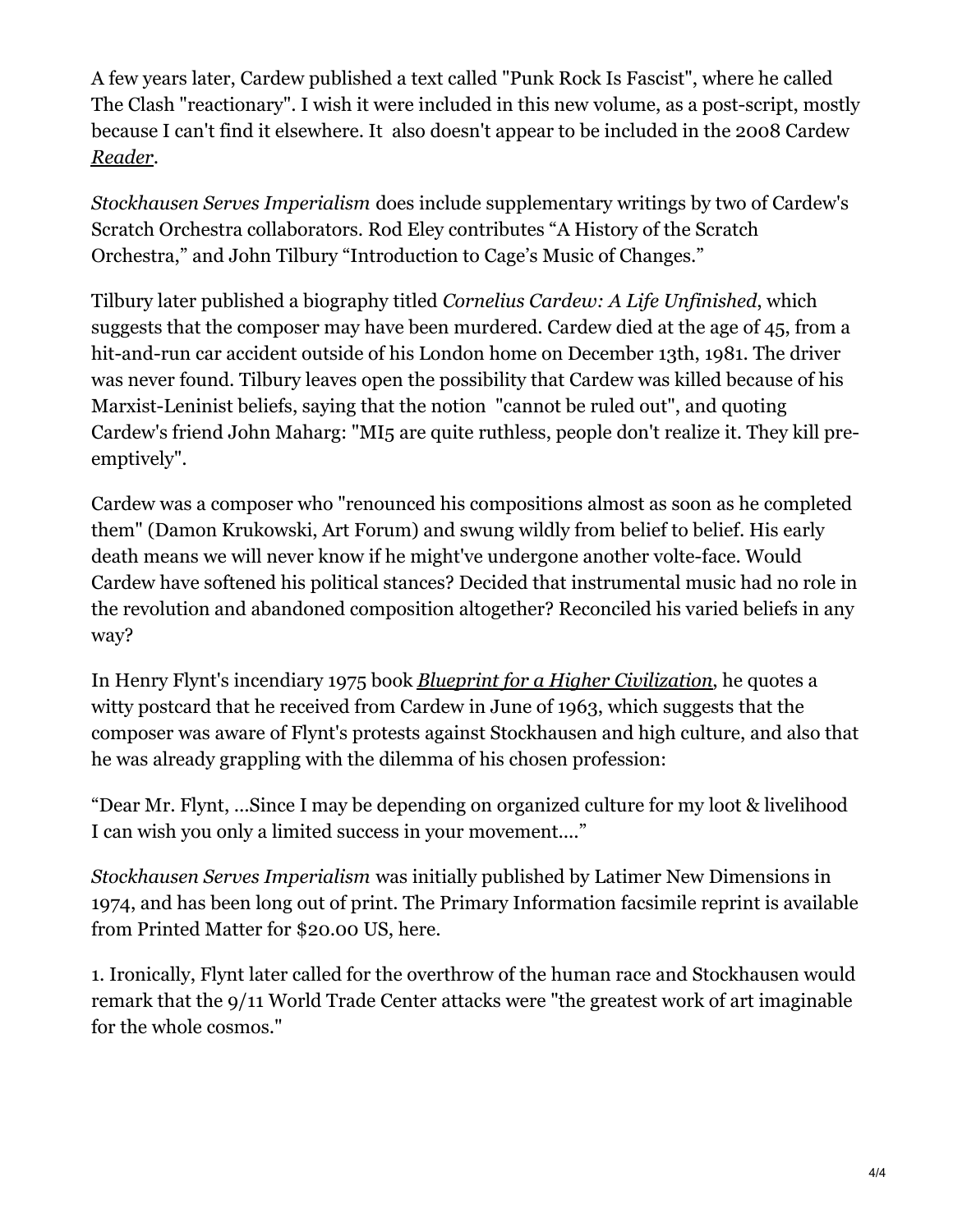A few years later, Cardew published a text called "Punk Rock Is Fascist", where he called The Clash "reactionary". I wish it were included in this new volume, as a post-script, mostly because I can't find it elsewhere. It also doesn't appear to be included in the 2008 Cardew *Reader*.

*Stockhausen Serves Imperialism* does include supplementary writings by two of Cardew's Scratch Orchestra collaborators. Rod Eley contributes "A History of the Scratch Orchestra," and John Tilbury "Introduction to Cage's Music of Changes."

Tilbury later published a biography titled *Cornelius Cardew: A Life Unfinished*, which suggests that the composer may have been murdered. Cardew died at the age of 45, from a hit-and-run car accident outside of his London home on December 13th, 1981. The driver was never found. Tilbury leaves open the possibility that Cardew was killed because of his Marxist-Leninist beliefs, saying that the notion "cannot be ruled out", and quoting Cardew's friend John Maharg: "MI5 are quite ruthless, people don't realize it. They kill pre-emptively".

Cardew was a composer who "renounced his compositions almost as soon as he completed them" (Damon Krukowski, Art Forum) and swung wildly from belief to belief. His early death means we will never know if he might've undergone another volte-face. Would Cardew have softened his political stances? Decided that instrumental music had no role in the revolution and abandoned composition altogether? Reconciled his varied beliefs in any way?

In Henry Flynt's incendiary 1975 book *Blueprint for a Higher Civilization*, he quotes a witty postcard that he received from Cardew in June of 1963, which suggests that the composer was aware of Flynt's protests against Stockhausen and high culture, and also that he was already grappling with the dilemma of his chosen profession:

"Dear Mr. Flynt, ...Since I may be depending on organized culture for my loot & livelihood I can wish you only a limited success in your movement...."

*Stockhausen Serves Imperialism* was initially published by Latimer New Dimensions in 1974, and has been long out of print. The Primary Information facsimile reprint is available from Printed Matter for $20.00 US, here.

1. Ironically, Flynt later called for the overthrow of the human race and Stockhausen would remark that the 9/11 World Trade Center attacks were "the greatest work of art imaginable for the whole cosmos."